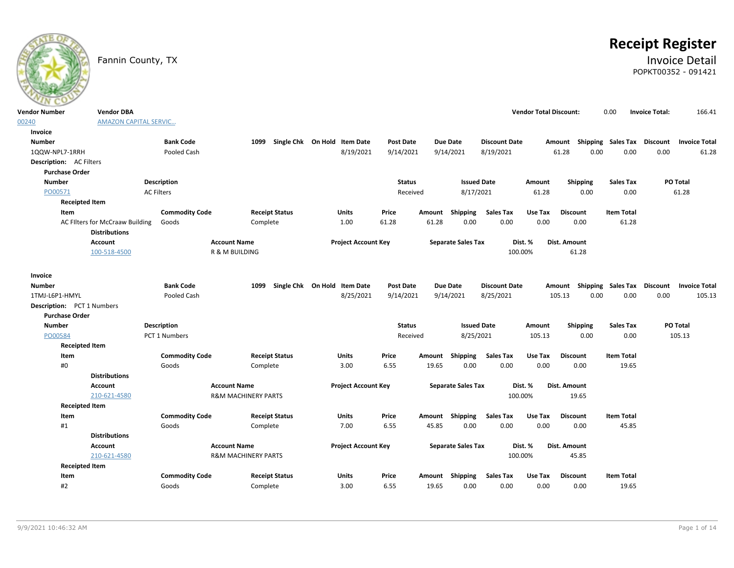Fannin County, TX

# Receipt Register

## Invoice Detail

POPKT00352 - 091421

| Vendor Number | Vendor DBA | Vendor Total Discount: | 0.00 | Invoice Total: | 166.41 |
|---|---|---|---|---|---|
| 00240 | AMAZON CAPITAL SERVIC... | | | | |

**Invoice**

| Number | Bank Code | 1099 | Single Chk | On Hold | Item Date | Post Date | Due Date | Discount Date | Amount | Shipping | Sales Tax | Discount | Invoice Total |
|---|---|---|---|---|---|---|---|---|---|---|---|---|---|
| 1QQW-NPL7-1RRH | Pooled Cash | | | | 8/19/2021 | 9/14/2021 | 9/14/2021 | 8/19/2021 | 61.28 | 0.00 | 0.00 | 0.00 | 61.28 |

**Description:** AC Filters

**Purchase Order**

| Number | Description | Status | Issued Date | Amount | Shipping | Sales Tax | PO Total |
|---|---|---|---|---|---|---|---|
| PO00571 | AC Filters | Received | 8/17/2021 | 61.28 | 0.00 | 0.00 | 61.28 |

**Receipted Item**

| Item | Commodity Code | Receipt Status | Units | Price | Amount | Shipping | Sales Tax | Use Tax | Discount | Item Total |
|---|---|---|---|---|---|---|---|---|---|---|
| AC FIlters for McCraaw Building | Goods | Complete | 1.00 | 61.28 | 61.28 | 0.00 | 0.00 | 0.00 | 0.00 | 61.28 |

**Distributions**

| Account | Account Name | Project Account Key | Separate Sales Tax | Dist. % | Dist. Amount |
|---|---|---|---|---|---|
| 100-518-4500 | R & M BUILDING | | | 100.00% | 61.28 |

**Invoice**

| Number | Bank Code | 1099 | Single Chk | On Hold | Item Date | Post Date | Due Date | Discount Date | Amount | Shipping | Sales Tax | Discount | Invoice Total |
|---|---|---|---|---|---|---|---|---|---|---|---|---|---|
| 1TMJ-L6P1-HMYL | Pooled Cash | | | | 8/25/2021 | 9/14/2021 | 9/14/2021 | 8/25/2021 | 105.13 | 0.00 | 0.00 | 0.00 | 105.13 |

**Description:** PCT 1 Numbers

**Purchase Order**

| Number | Description | Status | Issued Date | Amount | Shipping | Sales Tax | PO Total |
|---|---|---|---|---|---|---|---|
| PO00584 | PCT 1 Numbers | Received | 8/25/2021 | 105.13 | 0.00 | 0.00 | 105.13 |

**Receipted Item**

| Item | Commodity Code | Receipt Status | Units | Price | Amount | Shipping | Sales Tax | Use Tax | Discount | Item Total |
|---|---|---|---|---|---|---|---|---|---|---|
| #0 | Goods | Complete | 3.00 | 6.55 | 19.65 | 0.00 | 0.00 | 0.00 | 0.00 | 19.65 |

**Distributions**

| Account | Account Name | Project Account Key | Separate Sales Tax | Dist. % | Dist. Amount |
|---|---|---|---|---|---|
| 210-621-4580 | R&M MACHINERY PARTS | | | 100.00% | 19.65 |

**Receipted Item**

| Item | Commodity Code | Receipt Status | Units | Price | Amount | Shipping | Sales Tax | Use Tax | Discount | Item Total |
|---|---|---|---|---|---|---|---|---|---|---|
| #1 | Goods | Complete | 7.00 | 6.55 | 45.85 | 0.00 | 0.00 | 0.00 | 0.00 | 45.85 |

**Distributions**

| Account | Account Name | Project Account Key | Separate Sales Tax | Dist. % | Dist. Amount |
|---|---|---|---|---|---|
| 210-621-4580 | R&M MACHINERY PARTS | | | 100.00% | 45.85 |

**Receipted Item**

| Item | Commodity Code | Receipt Status | Units | Price | Amount | Shipping | Sales Tax | Use Tax | Discount | Item Total |
|---|---|---|---|---|---|---|---|---|---|---|
| #2 | Goods | Complete | 3.00 | 6.55 | 19.65 | 0.00 | 0.00 | 0.00 | 0.00 | 19.65 |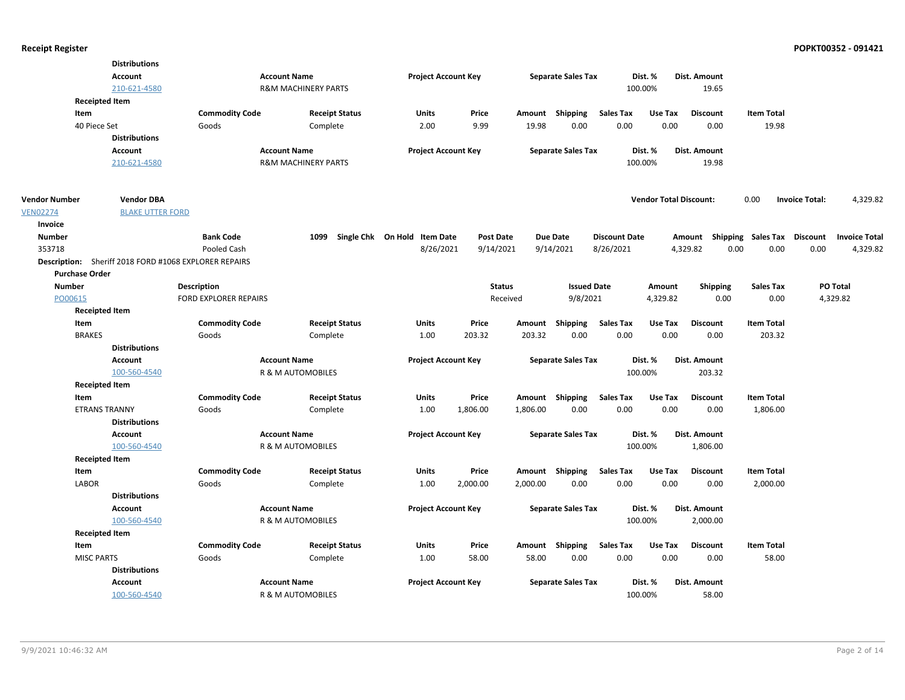**Distributions**

| Account | Account Name | Project Account Key | Separate Sales Tax | Dist. % | Dist. Amount |
|---|---|---|---|---|---|
| 210-621-4580 | R&M MACHINERY PARTS | | | 100.00% | 19.65 |

**Receipted Item**

| Item | Commodity Code | Receipt Status | Units | Price | Amount | Shipping | Sales Tax | Use Tax | Discount | Item Total |
|---|---|---|---|---|---|---|---|---|---|---|
| 40 Piece Set | Goods | Complete | 2.00 | 9.99 | 19.98 | 0.00 | 0.00 | 0.00 | 0.00 | 19.98 |

**Distributions**

| Account | Account Name | Project Account Key | Separate Sales Tax | Dist. % | Dist. Amount |
|---|---|---|---|---|---|
| 210-621-4580 | R&M MACHINERY PARTS | | | 100.00% | 19.98 |

| Vendor Number | Vendor DBA | Vendor Total Discount: | Invoice Total: |
|---|---|---|---|
| VEN02274 | BLAKE UTTER FORD | 0.00 | 4,329.82 |

**Invoice**

| Number | Bank Code | 1099 | Single Chk | On Hold | Item Date | Post Date | Due Date | Discount Date | Amount | Shipping | Sales Tax | Discount | Invoice Total |
|---|---|---|---|---|---|---|---|---|---|---|---|---|---|
| 353718 | Pooled Cash | | | | 8/26/2021 | 9/14/2021 | 9/14/2021 | 8/26/2021 | 4,329.82 | 0.00 | 0.00 | 0.00 | 4,329.82 |

**Description:** Sheriff 2018 FORD #1068 EXPLORER REPAIRS

**Purchase Order**

| Number | Description | Status | Issued Date | Amount | Shipping | Sales Tax | PO Total |
|---|---|---|---|---|---|---|---|
| PO00615 | FORD EXPLORER REPAIRS | Received | 9/8/2021 | 4,329.82 | 0.00 | 0.00 | 4,329.82 |

**Receipted Item**

| Item | Commodity Code | Receipt Status | Units | Price | Amount | Shipping | Sales Tax | Use Tax | Discount | Item Total |
|---|---|---|---|---|---|---|---|---|---|---|
| BRAKES | Goods | Complete | 1.00 | 203.32 | 203.32 | 0.00 | 0.00 | 0.00 | 0.00 | 203.32 |

**Distributions**

| Account | Account Name | Project Account Key | Separate Sales Tax | Dist. % | Dist. Amount |
|---|---|---|---|---|---|
| 100-560-4540 | R & M AUTOMOBILES | | | 100.00% | 203.32 |

**Receipted Item**

| Item | Commodity Code | Receipt Status | Units | Price | Amount | Shipping | Sales Tax | Use Tax | Discount | Item Total |
|---|---|---|---|---|---|---|---|---|---|---|
| ETRANS TRANNY | Goods | Complete | 1.00 | 1,806.00 | 1,806.00 | 0.00 | 0.00 | 0.00 | 0.00 | 1,806.00 |

**Distributions**

| Account | Account Name | Project Account Key | Separate Sales Tax | Dist. % | Dist. Amount |
|---|---|---|---|---|---|
| 100-560-4540 | R & M AUTOMOBILES | | | 100.00% | 1,806.00 |

**Receipted Item**

| Item | Commodity Code | Receipt Status | Units | Price | Amount | Shipping | Sales Tax | Use Tax | Discount | Item Total |
|---|---|---|---|---|---|---|---|---|---|---|
| LABOR | Goods | Complete | 1.00 | 2,000.00 | 2,000.00 | 0.00 | 0.00 | 0.00 | 0.00 | 2,000.00 |

**Distributions**

| Account | Account Name | Project Account Key | Separate Sales Tax | Dist. % | Dist. Amount |
|---|---|---|---|---|---|
| 100-560-4540 | R & M AUTOMOBILES | | | 100.00% | 2,000.00 |

**Receipted Item**

| Item | Commodity Code | Receipt Status | Units | Price | Amount | Shipping | Sales Tax | Use Tax | Discount | Item Total |
|---|---|---|---|---|---|---|---|---|---|---|
| MISC PARTS | Goods | Complete | 1.00 | 58.00 | 58.00 | 0.00 | 0.00 | 0.00 | 0.00 | 58.00 |

**Distributions**

| Account | Account Name | Project Account Key | Separate Sales Tax | Dist. % | Dist. Amount |
|---|---|---|---|---|---|
| 100-560-4540 | R & M AUTOMOBILES | | | 100.00% | 58.00 |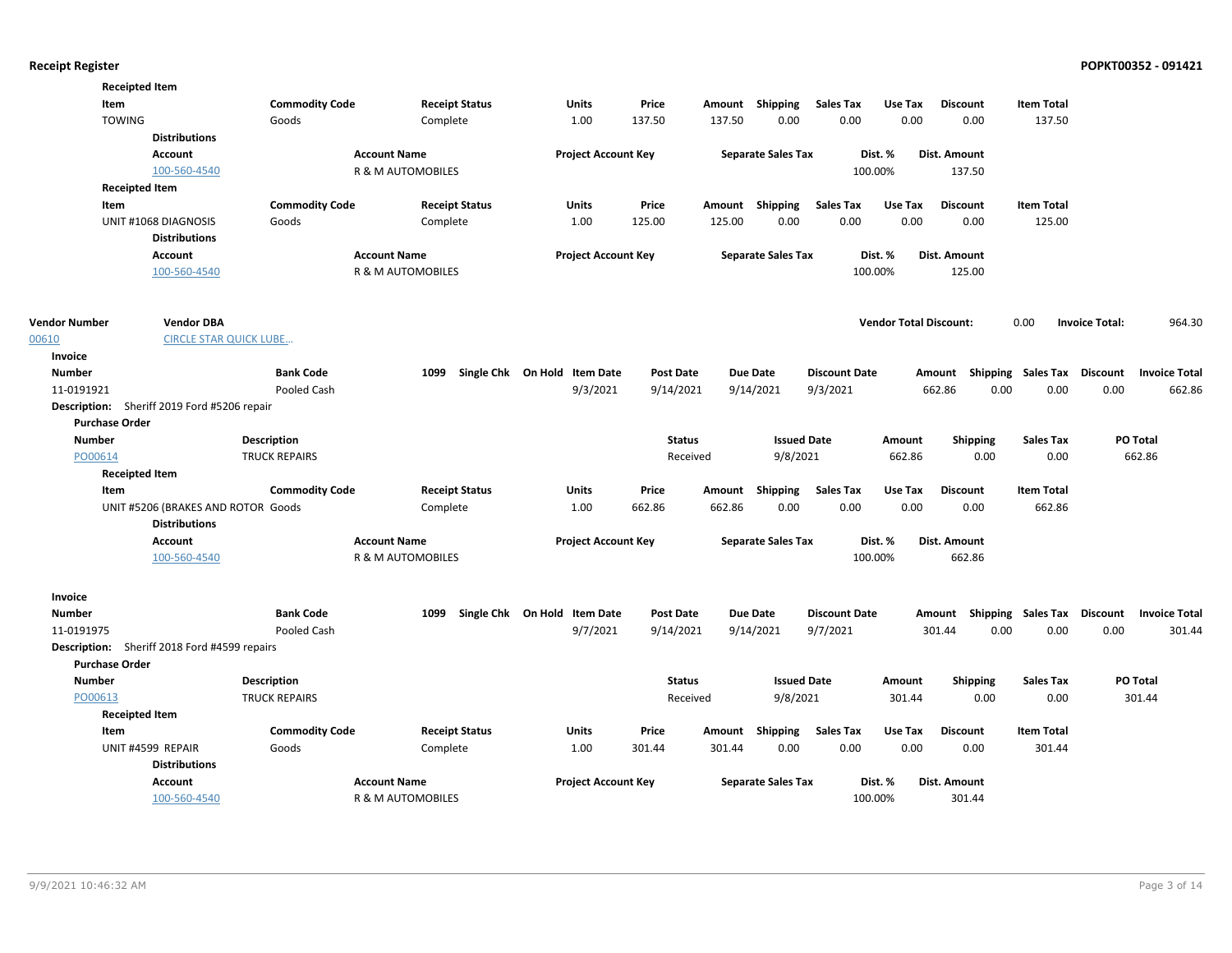**Receipted Item**

| Item | Commodity Code | Receipt Status | Units | Price | Amount | Shipping | Sales Tax | Use Tax | Discount | Item Total |
|---|---|---|---|---|---|---|---|---|---|---|
| TOWING | Goods | Complete | 1.00 | 137.50 | 137.50 | 0.00 | 0.00 | 0.00 | 0.00 | 137.50 |

**Distributions**

| Account | Account Name | Project Account Key | Separate Sales Tax | Dist. % | Dist. Amount |
|---|---|---|---|---|---|
| 100-560-4540 | R & M AUTOMOBILES | | | 100.00% | 137.50 |

**Receipted Item**

| Item | Commodity Code | Receipt Status | Units | Price | Amount | Shipping | Sales Tax | Use Tax | Discount | Item Total |
|---|---|---|---|---|---|---|---|---|---|---|
| UNIT #1068 DIAGNOSIS | Goods | Complete | 1.00 | 125.00 | 125.00 | 0.00 | 0.00 | 0.00 | 0.00 | 125.00 |

**Distributions**

| Account | Account Name | Project Account Key | Separate Sales Tax | Dist. % | Dist. Amount |
|---|---|---|---|---|---|
| 100-560-4540 | R & M AUTOMOBILES | | | 100.00% | 125.00 |

**Vendor Total Discount:** 0.00 **Invoice Total:** 964.30

| Vendor Number | Vendor DBA |
|---|---|
| 00610 | CIRCLE STAR QUICK LUBE... |

**Invoice**

| Number | Bank Code | 1099 | Single Chk | On Hold | Item Date | Post Date | Due Date | Discount Date | Amount | Shipping | Sales Tax | Discount | Invoice Total |
|---|---|---|---|---|---|---|---|---|---|---|---|---|---|
| 11-0191921 | Pooled Cash | | | | 9/3/2021 | 9/14/2021 | 9/14/2021 | 9/3/2021 | 662.86 | 0.00 | 0.00 | 0.00 | 662.86 |

**Description:** Sheriff 2019 Ford #5206 repair

**Purchase Order**

| Number | Description | Status | Issued Date | Amount | Shipping | Sales Tax | PO Total |
|---|---|---|---|---|---|---|---|
| PO00614 | TRUCK REPAIRS | Received | 9/8/2021 | 662.86 | 0.00 | 0.00 | 662.86 |

**Receipted Item**

| Item | Commodity Code | Receipt Status | Units | Price | Amount | Shipping | Sales Tax | Use Tax | Discount | Item Total |
|---|---|---|---|---|---|---|---|---|---|---|
| UNIT #5206 (BRAKES AND ROTOR | Goods | Complete | 1.00 | 662.86 | 662.86 | 0.00 | 0.00 | 0.00 | 0.00 | 662.86 |

**Distributions**

| Account | Account Name | Project Account Key | Separate Sales Tax | Dist. % | Dist. Amount |
|---|---|---|---|---|---|
| 100-560-4540 | R & M AUTOMOBILES | | | 100.00% | 662.86 |

**Invoice**

| Number | Bank Code | 1099 | Single Chk | On Hold | Item Date | Post Date | Due Date | Discount Date | Amount | Shipping | Sales Tax | Discount | Invoice Total |
|---|---|---|---|---|---|---|---|---|---|---|---|---|---|
| 11-0191975 | Pooled Cash | | | | 9/7/2021 | 9/14/2021 | 9/14/2021 | 9/7/2021 | 301.44 | 0.00 | 0.00 | 0.00 | 301.44 |

**Description:** Sheriff 2018 Ford #4599 repairs

**Purchase Order**

| Number | Description | Status | Issued Date | Amount | Shipping | Sales Tax | PO Total |
|---|---|---|---|---|---|---|---|
| PO00613 | TRUCK REPAIRS | Received | 9/8/2021 | 301.44 | 0.00 | 0.00 | 301.44 |

**Receipted Item**

| Item | Commodity Code | Receipt Status | Units | Price | Amount | Shipping | Sales Tax | Use Tax | Discount | Item Total |
|---|---|---|---|---|---|---|---|---|---|---|
| UNIT #4599 REPAIR | Goods | Complete | 1.00 | 301.44 | 301.44 | 0.00 | 0.00 | 0.00 | 0.00 | 301.44 |

**Distributions**

| Account | Account Name | Project Account Key | Separate Sales Tax | Dist. % | Dist. Amount |
|---|---|---|---|---|---|
| 100-560-4540 | R & M AUTOMOBILES | | | 100.00% | 301.44 |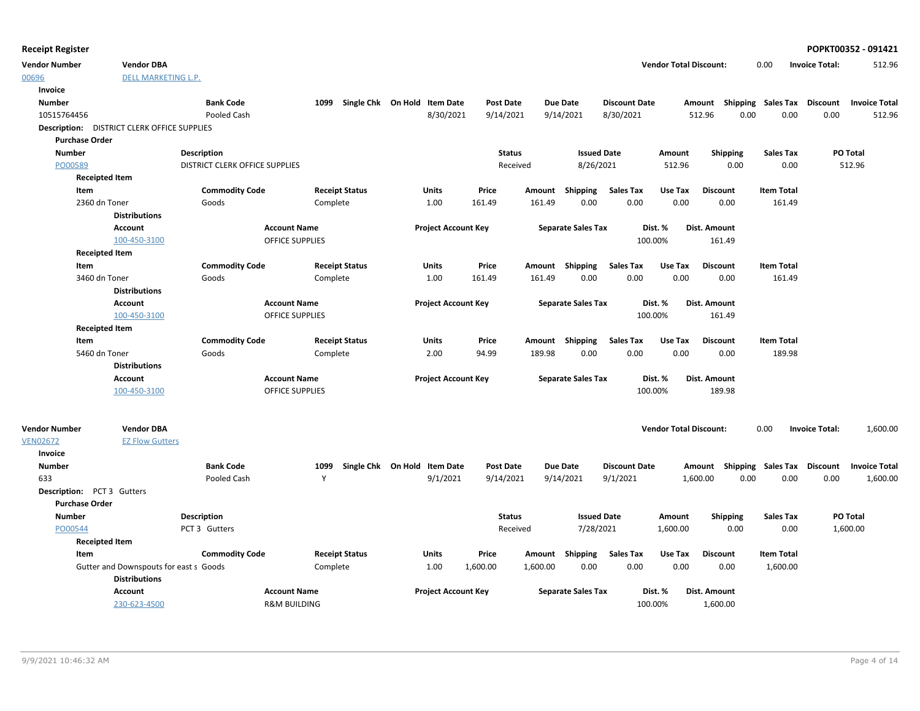**Receipt Register** **POPKT00352 - 091421**

| Vendor Number | Vendor DBA | Vendor Total Discount: | 0.00 | Invoice Total: | 512.96 |
|---|---|---|---|---|---|
| 00696 | DELL MARKETING L.P. | | | | |

**Invoice**

| Number | Bank Code | 1099 | Single Chk | On Hold | Item Date | Post Date | Due Date | Discount Date | Amount | Shipping | Sales Tax | Discount | Invoice Total |
|---|---|---|---|---|---|---|---|---|---|---|---|---|---|
| 10515764456 | Pooled Cash | | | | 8/30/2021 | 9/14/2021 | 9/14/2021 | 8/30/2021 | 512.96 | 0.00 | 0.00 | 0.00 | 512.96 |

**Description:** DISTRICT CLERK OFFICE SUPPLIES

**Purchase Order**

| Number | Description | Status | Issued Date | Amount | Shipping | Sales Tax | PO Total |
|---|---|---|---|---|---|---|---|
| PO00589 | DISTRICT CLERK OFFICE SUPPLIES | Received | 8/26/2021 | 512.96 | 0.00 | 0.00 | 512.96 |

**Receipted Item**

| Item | Commodity Code | Receipt Status | Units | Price | Amount | Shipping | Sales Tax | Use Tax | Discount | Item Total |
|---|---|---|---|---|---|---|---|---|---|---|
| 2360 dn Toner | Goods | Complete | 1.00 | 161.49 | 161.49 | 0.00 | 0.00 | 0.00 | 0.00 | 161.49 |

**Distributions**

| Account | Account Name | Project Account Key | Separate Sales Tax | Dist. % | Dist. Amount |
|---|---|---|---|---|---|
| 100-450-3100 | OFFICE SUPPLIES | | | 100.00% | 161.49 |

**Receipted Item**

| Item | Commodity Code | Receipt Status | Units | Price | Amount | Shipping | Sales Tax | Use Tax | Discount | Item Total |
|---|---|---|---|---|---|---|---|---|---|---|
| 3460 dn Toner | Goods | Complete | 1.00 | 161.49 | 161.49 | 0.00 | 0.00 | 0.00 | 0.00 | 161.49 |

**Distributions**

| Account | Account Name | Project Account Key | Separate Sales Tax | Dist. % | Dist. Amount |
|---|---|---|---|---|---|
| 100-450-3100 | OFFICE SUPPLIES | | | 100.00% | 161.49 |

**Receipted Item**

| Item | Commodity Code | Receipt Status | Units | Price | Amount | Shipping | Sales Tax | Use Tax | Discount | Item Total |
|---|---|---|---|---|---|---|---|---|---|---|
| 5460 dn Toner | Goods | Complete | 2.00 | 94.99 | 189.98 | 0.00 | 0.00 | 0.00 | 0.00 | 189.98 |

**Distributions**

| Account | Account Name | Project Account Key | Separate Sales Tax | Dist. % | Dist. Amount |
|---|---|---|---|---|---|
| 100-450-3100 | OFFICE SUPPLIES | | | 100.00% | 189.98 |

| Vendor Number | Vendor DBA | Vendor Total Discount: | 0.00 | Invoice Total: | 1,600.00 |
|---|---|---|---|---|---|
| VEN02672 | EZ Flow Gutters | | | | |

**Invoice**

| Number | Bank Code | 1099 | Single Chk | On Hold | Item Date | Post Date | Due Date | Discount Date | Amount | Shipping | Sales Tax | Discount | Invoice Total |
|---|---|---|---|---|---|---|---|---|---|---|---|---|---|
| 633 | Pooled Cash | Y | | | 9/1/2021 | 9/14/2021 | 9/14/2021 | 9/1/2021 | 1,600.00 | 0.00 | 0.00 | 0.00 | 1,600.00 |

**Description:** PCT 3 Gutters

**Purchase Order**

| Number | Description | Status | Issued Date | Amount | Shipping | Sales Tax | PO Total |
|---|---|---|---|---|---|---|---|
| PO00544 | PCT 3 Gutters | Received | 7/28/2021 | 1,600.00 | 0.00 | 0.00 | 1,600.00 |

**Receipted Item**

| Item | Commodity Code | Receipt Status | Units | Price | Amount | Shipping | Sales Tax | Use Tax | Discount | Item Total |
|---|---|---|---|---|---|---|---|---|---|---|
| Gutter and Downspouts for east s | Goods | Complete | 1.00 | 1,600.00 | 1,600.00 | 0.00 | 0.00 | 0.00 | 0.00 | 1,600.00 |

**Distributions**

| Account | Account Name | Project Account Key | Separate Sales Tax | Dist. % | Dist. Amount |
|---|---|---|---|---|---|
| 230-623-4500 | R&M BUILDING | | | 100.00% | 1,600.00 |

9/9/2021 10:46:32 AM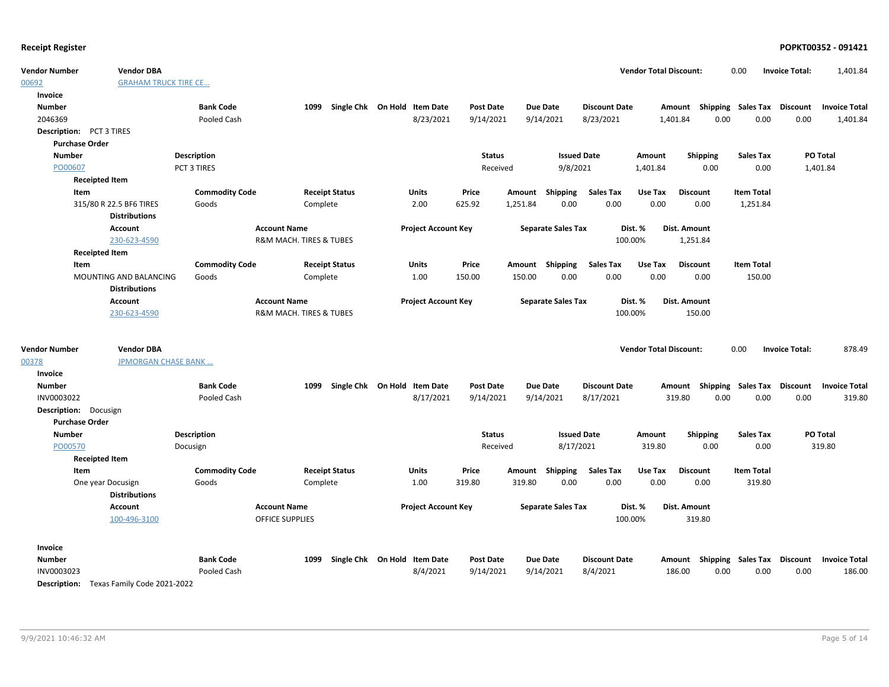**Receipt Register** — **POPKT00352 - 091421**

| Vendor Number | Vendor DBA | Vendor Total Discount: | 0.00 | Invoice Total: | 1,401.84 |
|---|---|---|---|---|---|
| 00692 | GRAHAM TRUCK TIRE CE... | | | | |

**Invoice**

| Number | Bank Code | 1099 | Single Chk | On Hold | Item Date | Post Date | Due Date | Discount Date | Amount | Shipping | Sales Tax | Discount | Invoice Total |
|---|---|---|---|---|---|---|---|---|---|---|---|---|---|
| 2046369 | Pooled Cash | | | | 8/23/2021 | 9/14/2021 | 9/14/2021 | 8/23/2021 | 1,401.84 | 0.00 | 0.00 | 0.00 | 1,401.84 |

**Description:** PCT 3 TIRES

**Purchase Order**

| Number | Description | Status | Issued Date | Amount | Shipping | Sales Tax | PO Total |
|---|---|---|---|---|---|---|---|
| PO00607 | PCT 3 TIRES | Received | 9/8/2021 | 1,401.84 | 0.00 | 0.00 | 1,401.84 |

**Receipted Item**

| Item | Commodity Code | Receipt Status | Units | Price | Amount | Shipping | Sales Tax | Use Tax | Discount | Item Total |
|---|---|---|---|---|---|---|---|---|---|---|
| 315/80 R 22.5 BF6 TIRES | Goods | Complete | 2.00 | 625.92 | 1,251.84 | 0.00 | 0.00 | 0.00 | 0.00 | 1,251.84 |

**Distributions**

| Account | Account Name | Project Account Key | Separate Sales Tax | Dist. % | Dist. Amount |
|---|---|---|---|---|---|
| 230-623-4590 | R&M MACH. TIRES & TUBES | | | 100.00% | 1,251.84 |

**Receipted Item**

| Item | Commodity Code | Receipt Status | Units | Price | Amount | Shipping | Sales Tax | Use Tax | Discount | Item Total |
|---|---|---|---|---|---|---|---|---|---|---|
| MOUNTING AND BALANCING | Goods | Complete | 1.00 | 150.00 | 150.00 | 0.00 | 0.00 | 0.00 | 0.00 | 150.00 |

**Distributions**

| Account | Account Name | Project Account Key | Separate Sales Tax | Dist. % | Dist. Amount |
|---|---|---|---|---|---|
| 230-623-4590 | R&M MACH. TIRES & TUBES | | | 100.00% | 150.00 |

| Vendor Number | Vendor DBA | Vendor Total Discount: | 0.00 | Invoice Total: | 878.49 |
|---|---|---|---|---|---|
| 00378 | JPMORGAN CHASE BANK ... | | | | |

**Invoice**

| Number | Bank Code | 1099 | Single Chk | On Hold | Item Date | Post Date | Due Date | Discount Date | Amount | Shipping | Sales Tax | Discount | Invoice Total |
|---|---|---|---|---|---|---|---|---|---|---|---|---|---|
| INV0003022 | Pooled Cash | | | | 8/17/2021 | 9/14/2021 | 9/14/2021 | 8/17/2021 | 319.80 | 0.00 | 0.00 | 0.00 | 319.80 |

**Description:** Docusign

**Purchase Order**

| Number | Description | Status | Issued Date | Amount | Shipping | Sales Tax | PO Total |
|---|---|---|---|---|---|---|---|
| PO00570 | Docusign | Received | 8/17/2021 | 319.80 | 0.00 | 0.00 | 319.80 |

**Receipted Item**

| Item | Commodity Code | Receipt Status | Units | Price | Amount | Shipping | Sales Tax | Use Tax | Discount | Item Total |
|---|---|---|---|---|---|---|---|---|---|---|
| One year Docusign | Goods | Complete | 1.00 | 319.80 | 319.80 | 0.00 | 0.00 | 0.00 | 0.00 | 319.80 |

**Distributions**

| Account | Account Name | Project Account Key | Separate Sales Tax | Dist. % | Dist. Amount |
|---|---|---|---|---|---|
| 100-496-3100 | OFFICE SUPPLIES | | | 100.00% | 319.80 |

**Invoice**

| Number | Bank Code | 1099 | Single Chk | On Hold | Item Date | Post Date | Due Date | Discount Date | Amount | Shipping | Sales Tax | Discount | Invoice Total |
|---|---|---|---|---|---|---|---|---|---|---|---|---|---|
| INV0003023 | Pooled Cash | | | | 8/4/2021 | 9/14/2021 | 9/14/2021 | 8/4/2021 | 186.00 | 0.00 | 0.00 | 0.00 | 186.00 |

**Description:** Texas Family Code 2021-2022

9/9/2021 10:46:32 AM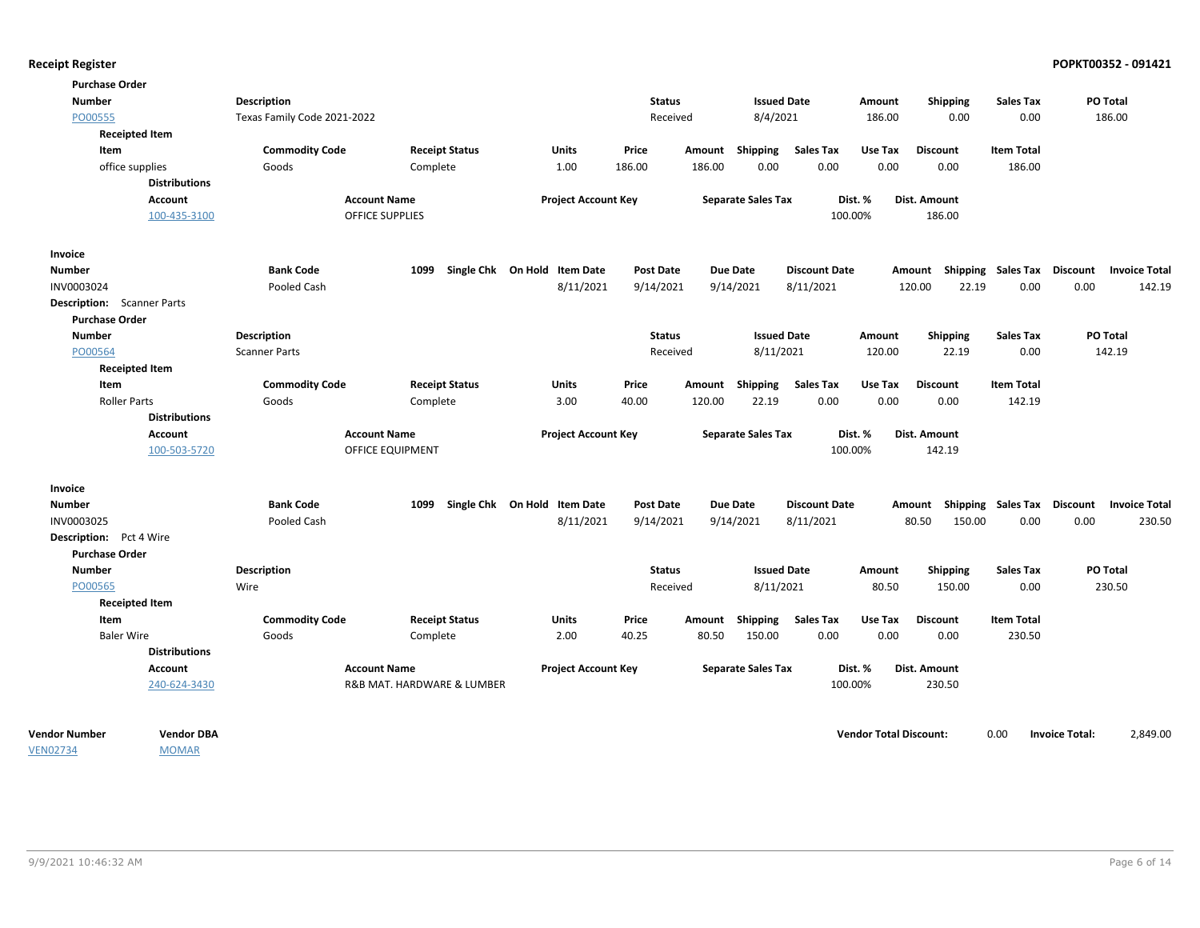**Receipt Register** — POPKT00352 - 091421

**Purchase Order**

| Number | Description | Status | Issued Date | Amount | Shipping | Sales Tax | PO Total |
|---|---|---|---|---|---|---|---|
| PO00555 | Texas Family Code 2021-2022 | Received | 8/4/2021 | 186.00 | 0.00 | 0.00 | 186.00 |

**Receipted Item**

| Item | Commodity Code | Receipt Status | Units | Price | Amount | Shipping | Sales Tax | Use Tax | Discount | Item Total |
|---|---|---|---|---|---|---|---|---|---|---|
| office supplies | Goods | Complete | 1.00 | 186.00 | 186.00 | 0.00 | 0.00 | 0.00 | 0.00 | 186.00 |

**Distributions**

| Account | Account Name | Project Account Key | Separate Sales Tax | Dist. % | Dist. Amount |
|---|---|---|---|---|---|
| 100-435-3100 | OFFICE SUPPLIES | | | 100.00% | 186.00 |

**Invoice**

| Number | Bank Code | 1099 | Single Chk | On Hold | Item Date | Post Date | Due Date | Discount Date | Amount | Shipping | Sales Tax | Discount | Invoice Total |
|---|---|---|---|---|---|---|---|---|---|---|---|---|---|
| INV0003024 | Pooled Cash | | | | 8/11/2021 | 9/14/2021 | 9/14/2021 | 8/11/2021 | 120.00 | 22.19 | 0.00 | 0.00 | 142.19 |

**Description:** Scanner Parts

**Purchase Order**

| Number | Description | Status | Issued Date | Amount | Shipping | Sales Tax | PO Total |
|---|---|---|---|---|---|---|---|
| PO00564 | Scanner Parts | Received | 8/11/2021 | 120.00 | 22.19 | 0.00 | 142.19 |

**Receipted Item**

| Item | Commodity Code | Receipt Status | Units | Price | Amount | Shipping | Sales Tax | Use Tax | Discount | Item Total |
|---|---|---|---|---|---|---|---|---|---|---|
| Roller Parts | Goods | Complete | 3.00 | 40.00 | 120.00 | 22.19 | 0.00 | 0.00 | 0.00 | 142.19 |

**Distributions**

| Account | Account Name | Project Account Key | Separate Sales Tax | Dist. % | Dist. Amount |
|---|---|---|---|---|---|
| 100-503-5720 | OFFICE EQUIPMENT | | | 100.00% | 142.19 |

**Invoice**

| Number | Bank Code | 1099 | Single Chk | On Hold | Item Date | Post Date | Due Date | Discount Date | Amount | Shipping | Sales Tax | Discount | Invoice Total |
|---|---|---|---|---|---|---|---|---|---|---|---|---|---|
| INV0003025 | Pooled Cash | | | | 8/11/2021 | 9/14/2021 | 9/14/2021 | 8/11/2021 | 80.50 | 150.00 | 0.00 | 0.00 | 230.50 |

**Description:** Pct 4 Wire

**Purchase Order**

| Number | Description | Status | Issued Date | Amount | Shipping | Sales Tax | PO Total |
|---|---|---|---|---|---|---|---|
| PO00565 | Wire | Received | 8/11/2021 | 80.50 | 150.00 | 0.00 | 230.50 |

**Receipted Item**

| Item | Commodity Code | Receipt Status | Units | Price | Amount | Shipping | Sales Tax | Use Tax | Discount | Item Total |
|---|---|---|---|---|---|---|---|---|---|---|
| Baler Wire | Goods | Complete | 2.00 | 40.25 | 80.50 | 150.00 | 0.00 | 0.00 | 0.00 | 230.50 |

**Distributions**

| Account | Account Name | Project Account Key | Separate Sales Tax | Dist. % | Dist. Amount |
|---|---|---|---|---|---|
| 240-624-3430 | R&B MAT. HARDWARE & LUMBER | | | 100.00% | 230.50 |

**Vendor Total Discount:** 0.00 **Invoice Total:** 2,849.00

| Vendor Number | Vendor DBA |
|---|---|
| VEN02734 | MOMAR |

9/9/2021 10:46:32 AM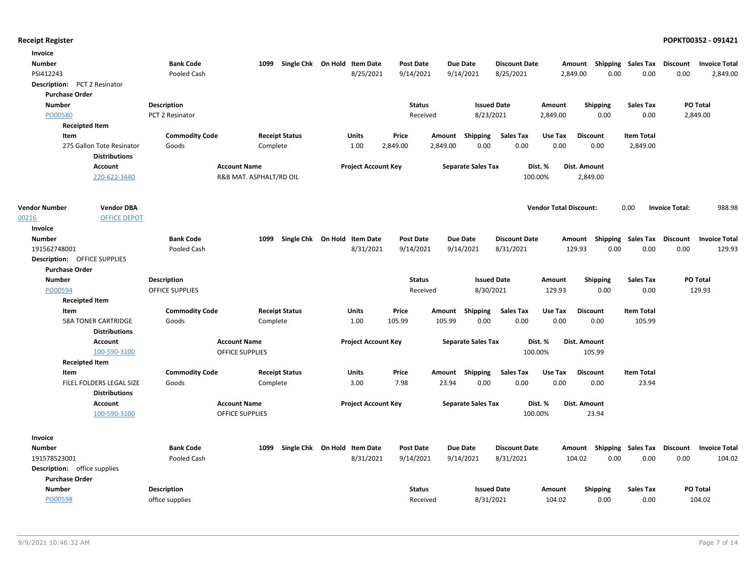## Receipt Register

POPKT00352 - 091421

**Invoice**

| Number | Bank Code | 1099 | Single Chk | On Hold | Item Date | Post Date | Due Date | Discount Date | Amount | Shipping | Sales Tax | Discount | Invoice Total |
|---|---|---|---|---|---|---|---|---|---|---|---|---|---|
| PSI412243 | Pooled Cash | | | | 8/25/2021 | 9/14/2021 | 9/14/2021 | 8/25/2021 | 2,849.00 | 0.00 | 0.00 | 0.00 | 2,849.00 |

**Description:** PCT 2 Resinator

**Purchase Order**

| Number | Description | Status | Issued Date | Amount | Shipping | Sales Tax | PO Total |
|---|---|---|---|---|---|---|---|
| PO00580 | PCT 2 Resinator | Received | 8/23/2021 | 2,849.00 | 0.00 | 0.00 | 2,849.00 |

**Receipted Item**

| Item | Commodity Code | Receipt Status | Units | Price | Amount | Shipping | Sales Tax | Use Tax | Discount | Item Total |
|---|---|---|---|---|---|---|---|---|---|---|
| 275 Gallon Tote Resinator | Goods | Complete | 1.00 | 2,849.00 | 2,849.00 | 0.00 | 0.00 | 0.00 | 0.00 | 2,849.00 |

**Distributions**

| Account | Account Name | Project Account Key | Separate Sales Tax | Dist. % | Dist. Amount |
|---|---|---|---|---|---|
| 220-622-3440 | R&B MAT. ASPHALT/RD OIL | | | 100.00% | 2,849.00 |

| Vendor Number | Vendor DBA | Vendor Total Discount: | 0.00 | Invoice Total: | 988.98 |
|---|---|---|---|---|---|
| 00216 | OFFICE DEPOT | | | | |

**Invoice**

| Number | Bank Code | 1099 | Single Chk | On Hold | Item Date | Post Date | Due Date | Discount Date | Amount | Shipping | Sales Tax | Discount | Invoice Total |
|---|---|---|---|---|---|---|---|---|---|---|---|---|---|
| 191562748001 | Pooled Cash | | | | 8/31/2021 | 9/14/2021 | 9/14/2021 | 8/31/2021 | 129.93 | 0.00 | 0.00 | 0.00 | 129.93 |

**Description:** OFFICE SUPPLIES

**Purchase Order**

| Number | Description | Status | Issued Date | Amount | Shipping | Sales Tax | PO Total |
|---|---|---|---|---|---|---|---|
| PO00594 | OFFICE SUPPLIES | Received | 8/30/2021 | 129.93 | 0.00 | 0.00 | 129.93 |

**Receipted Item**

| Item | Commodity Code | Receipt Status | Units | Price | Amount | Shipping | Sales Tax | Use Tax | Discount | Item Total |
|---|---|---|---|---|---|---|---|---|---|---|
| 58A TONER CARTRIDGE | Goods | Complete | 1.00 | 105.99 | 105.99 | 0.00 | 0.00 | 0.00 | 0.00 | 105.99 |

**Distributions**

| Account | Account Name | Project Account Key | Separate Sales Tax | Dist. % | Dist. Amount |
|---|---|---|---|---|---|
| 100-590-3100 | OFFICE SUPPLIES | | | 100.00% | 105.99 |

**Receipted Item**

| Item | Commodity Code | Receipt Status | Units | Price | Amount | Shipping | Sales Tax | Use Tax | Discount | Item Total |
|---|---|---|---|---|---|---|---|---|---|---|
| FILEL FOLDERS LEGAL SIZE | Goods | Complete | 3.00 | 7.98 | 23.94 | 0.00 | 0.00 | 0.00 | 0.00 | 23.94 |

**Distributions**

| Account | Account Name | Project Account Key | Separate Sales Tax | Dist. % | Dist. Amount |
|---|---|---|---|---|---|
| 100-590-3100 | OFFICE SUPPLIES | | | 100.00% | 23.94 |

**Invoice**

| Number | Bank Code | 1099 | Single Chk | On Hold | Item Date | Post Date | Due Date | Discount Date | Amount | Shipping | Sales Tax | Discount | Invoice Total |
|---|---|---|---|---|---|---|---|---|---|---|---|---|---|
| 191578523001 | Pooled Cash | | | | 8/31/2021 | 9/14/2021 | 9/14/2021 | 8/31/2021 | 104.02 | 0.00 | 0.00 | 0.00 | 104.02 |

**Description:** office supplies

**Purchase Order**

| Number | Description | Status | Issued Date | Amount | Shipping | Sales Tax | PO Total |
|---|---|---|---|---|---|---|---|
| PO00598 | office supplies | Received | 8/31/2021 | 104.02 | 0.00 | 0.00 | 104.02 |

9/9/2021 10:46:32 AM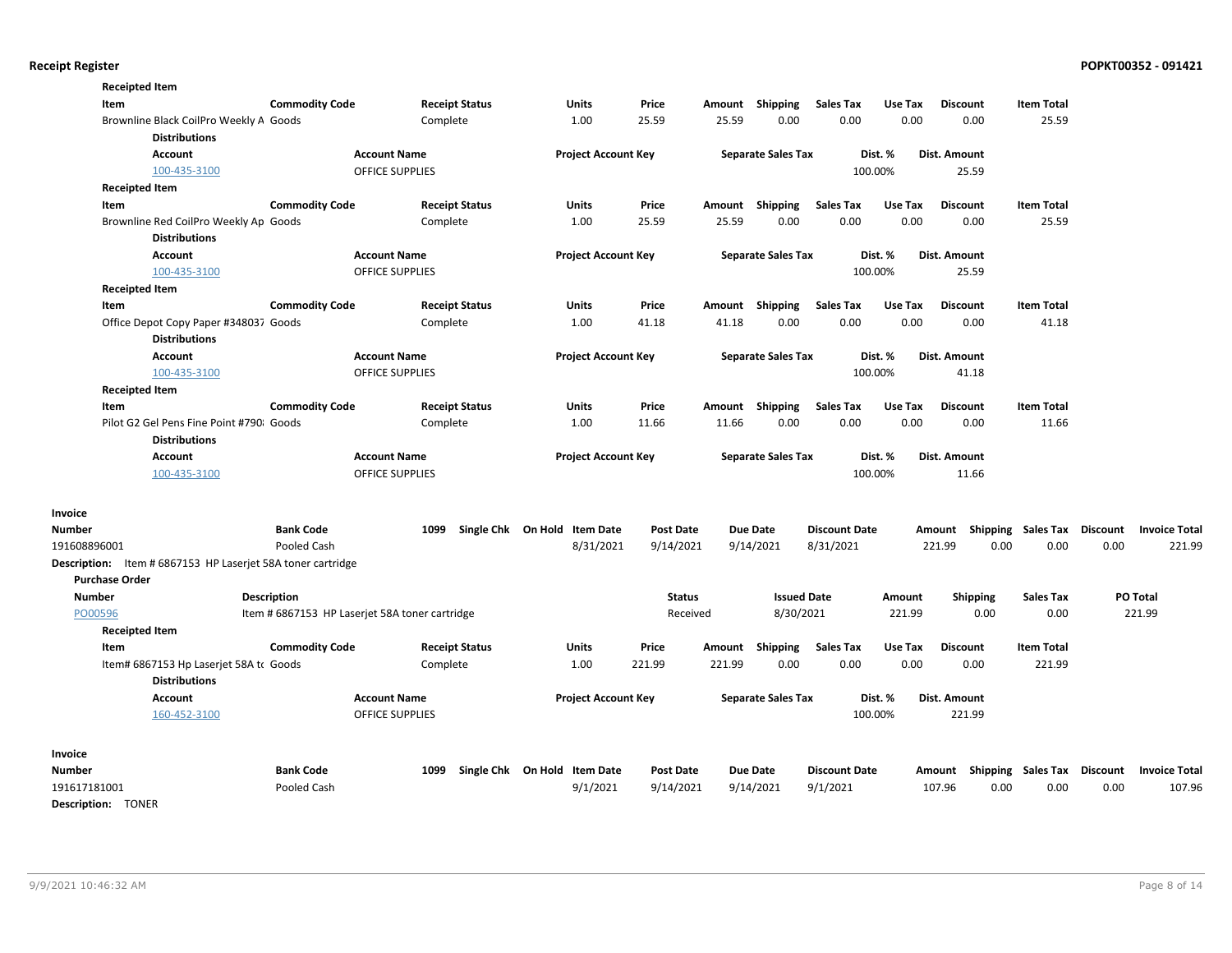**Receipted Item**

| Item | Commodity Code | Receipt Status | Units | Price | Amount | Shipping | Sales Tax | Use Tax | Discount | Item Total |
|---|---|---|---|---|---|---|---|---|---|---|
| Brownline Black CoilPro Weekly A | Goods | Complete | 1.00 | 25.59 | 25.59 | 0.00 | 0.00 | 0.00 | 0.00 | 25.59 |

**Distributions**

| Account | Account Name | Project Account Key | Separate Sales Tax | Dist. % | Dist. Amount |
|---|---|---|---|---|---|
| 100-435-3100 | OFFICE SUPPLIES | | | 100.00% | 25.59 |

**Receipted Item**

| Item | Commodity Code | Receipt Status | Units | Price | Amount | Shipping | Sales Tax | Use Tax | Discount | Item Total |
|---|---|---|---|---|---|---|---|---|---|---|
| Brownline Red CoilPro Weekly Ap | Goods | Complete | 1.00 | 25.59 | 25.59 | 0.00 | 0.00 | 0.00 | 0.00 | 25.59 |

**Distributions**

| Account | Account Name | Project Account Key | Separate Sales Tax | Dist. % | Dist. Amount |
|---|---|---|---|---|---|
| 100-435-3100 | OFFICE SUPPLIES | | | 100.00% | 25.59 |

**Receipted Item**

| Item | Commodity Code | Receipt Status | Units | Price | Amount | Shipping | Sales Tax | Use Tax | Discount | Item Total |
|---|---|---|---|---|---|---|---|---|---|---|
| Office Depot Copy Paper #348037 | Goods | Complete | 1.00 | 41.18 | 41.18 | 0.00 | 0.00 | 0.00 | 0.00 | 41.18 |

**Distributions**

| Account | Account Name | Project Account Key | Separate Sales Tax | Dist. % | Dist. Amount |
|---|---|---|---|---|---|
| 100-435-3100 | OFFICE SUPPLIES | | | 100.00% | 41.18 |

**Receipted Item**

| Item | Commodity Code | Receipt Status | Units | Price | Amount | Shipping | Sales Tax | Use Tax | Discount | Item Total |
|---|---|---|---|---|---|---|---|---|---|---|
| Pilot G2 Gel Pens Fine Point #790 | Goods | Complete | 1.00 | 11.66 | 11.66 | 0.00 | 0.00 | 0.00 | 0.00 | 11.66 |

**Distributions**

| Account | Account Name | Project Account Key | Separate Sales Tax | Dist. % | Dist. Amount |
|---|---|---|---|---|---|
| 100-435-3100 | OFFICE SUPPLIES | | | 100.00% | 11.66 |

**Invoice**

| Number | Bank Code | 1099 | Single Chk | On Hold | Item Date | Post Date | Due Date | Discount Date | Amount | Shipping | Sales Tax | Discount | Invoice Total |
|---|---|---|---|---|---|---|---|---|---|---|---|---|---|
| 191608896001 | Pooled Cash | | | | 8/31/2021 | 9/14/2021 | 9/14/2021 | 8/31/2021 | 221.99 | 0.00 | 0.00 | 0.00 | 221.99 |

**Description:** Item # 6867153 HP Laserjet 58A toner cartridge

**Purchase Order**

| Number | Description | Status | Issued Date | Amount | Shipping | Sales Tax | PO Total |
|---|---|---|---|---|---|---|---|
| PO00596 | Item # 6867153 HP Laserjet 58A toner cartridge | Received | 8/30/2021 | 221.99 | 0.00 | 0.00 | 221.99 |

**Receipted Item**

| Item | Commodity Code | Receipt Status | Units | Price | Amount | Shipping | Sales Tax | Use Tax | Discount | Item Total |
|---|---|---|---|---|---|---|---|---|---|---|
| Item# 6867153 Hp Laserjet 58A to | Goods | Complete | 1.00 | 221.99 | 221.99 | 0.00 | 0.00 | 0.00 | 0.00 | 221.99 |

**Distributions**

| Account | Account Name | Project Account Key | Separate Sales Tax | Dist. % | Dist. Amount |
|---|---|---|---|---|---|
| 160-452-3100 | OFFICE SUPPLIES | | | 100.00% | 221.99 |

**Invoice**

| Number | Bank Code | 1099 | Single Chk | On Hold | Item Date | Post Date | Due Date | Discount Date | Amount | Shipping | Sales Tax | Discount | Invoice Total |
|---|---|---|---|---|---|---|---|---|---|---|---|---|---|
| 191617181001 | Pooled Cash | | | | 9/1/2021 | 9/14/2021 | 9/14/2021 | 9/1/2021 | 107.96 | 0.00 | 0.00 | 0.00 | 107.96 |

**Description:** TONER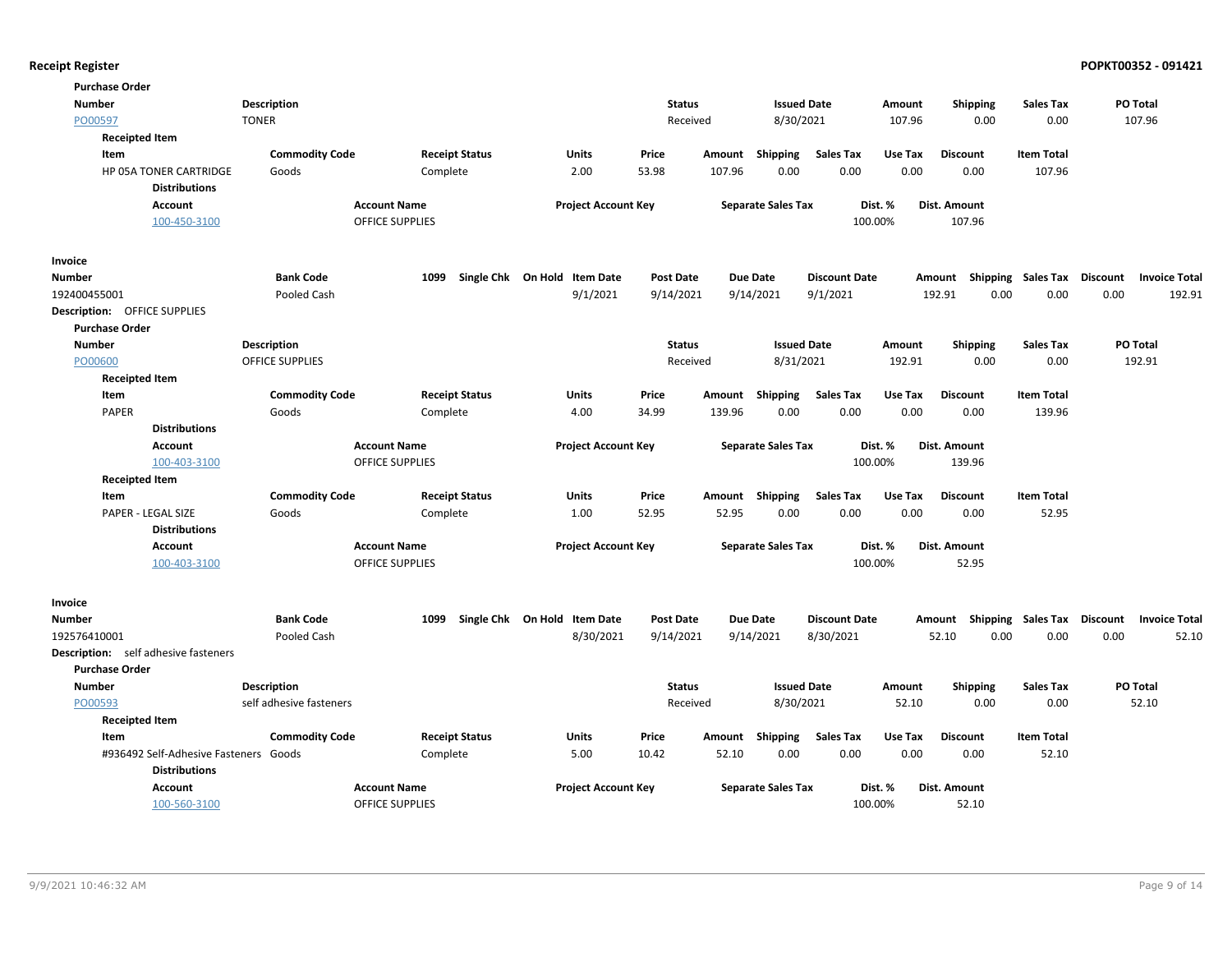**Purchase Order**

| Number | Description | Status | Issued Date | Amount | Shipping | Sales Tax | PO Total |
|---|---|---|---|---|---|---|---|
| PO00597 | TONER | Received | 8/30/2021 | 107.96 | 0.00 | 0.00 | 107.96 |

**Receipted Item**

| Item | Commodity Code | Receipt Status | Units | Price | Amount | Shipping | Sales Tax | Use Tax | Discount | Item Total |
|---|---|---|---|---|---|---|---|---|---|---|
| HP 05A TONER CARTRIDGE | Goods | Complete | 2.00 | 53.98 | 107.96 | 0.00 | 0.00 | 0.00 | 0.00 | 107.96 |

**Distributions**

| Account | Account Name | Project Account Key | Separate Sales Tax | Dist. % | Dist. Amount |
|---|---|---|---|---|---|
| 100-450-3100 | OFFICE SUPPLIES | | | 100.00% | 107.96 |

**Invoice**

| Number | Bank Code | 1099 | Single Chk | On Hold | Item Date | Post Date | Due Date | Discount Date | Amount | Shipping | Sales Tax | Discount | Invoice Total |
|---|---|---|---|---|---|---|---|---|---|---|---|---|---|
| 192400455001 | Pooled Cash | | | | 9/1/2021 | 9/14/2021 | 9/14/2021 | 9/1/2021 | 192.91 | 0.00 | 0.00 | 0.00 | 192.91 |

**Description:** OFFICE SUPPLIES

**Purchase Order**

| Number | Description | Status | Issued Date | Amount | Shipping | Sales Tax | PO Total |
|---|---|---|---|---|---|---|---|
| PO00600 | OFFICE SUPPLIES | Received | 8/31/2021 | 192.91 | 0.00 | 0.00 | 192.91 |

**Receipted Item**

| Item | Commodity Code | Receipt Status | Units | Price | Amount | Shipping | Sales Tax | Use Tax | Discount | Item Total |
|---|---|---|---|---|---|---|---|---|---|---|
| PAPER | Goods | Complete | 4.00 | 34.99 | 139.96 | 0.00 | 0.00 | 0.00 | 0.00 | 139.96 |

**Distributions**

| Account | Account Name | Project Account Key | Separate Sales Tax | Dist. % | Dist. Amount |
|---|---|---|---|---|---|
| 100-403-3100 | OFFICE SUPPLIES | | | 100.00% | 139.96 |

**Receipted Item**

| Item | Commodity Code | Receipt Status | Units | Price | Amount | Shipping | Sales Tax | Use Tax | Discount | Item Total |
|---|---|---|---|---|---|---|---|---|---|---|
| PAPER - LEGAL SIZE | Goods | Complete | 1.00 | 52.95 | 52.95 | 0.00 | 0.00 | 0.00 | 0.00 | 52.95 |

**Distributions**

| Account | Account Name | Project Account Key | Separate Sales Tax | Dist. % | Dist. Amount |
|---|---|---|---|---|---|
| 100-403-3100 | OFFICE SUPPLIES | | | 100.00% | 52.95 |

**Invoice**

| Number | Bank Code | 1099 | Single Chk | On Hold | Item Date | Post Date | Due Date | Discount Date | Amount | Shipping | Sales Tax | Discount | Invoice Total |
|---|---|---|---|---|---|---|---|---|---|---|---|---|---|
| 192576410001 | Pooled Cash | | | | 8/30/2021 | 9/14/2021 | 9/14/2021 | 8/30/2021 | 52.10 | 0.00 | 0.00 | 0.00 | 52.10 |

**Description:** self adhesive fasteners

**Purchase Order**

| Number | Description | Status | Issued Date | Amount | Shipping | Sales Tax | PO Total |
|---|---|---|---|---|---|---|---|
| PO00593 | self adhesive fasteners | Received | 8/30/2021 | 52.10 | 0.00 | 0.00 | 52.10 |

**Receipted Item**

| Item | Commodity Code | Receipt Status | Units | Price | Amount | Shipping | Sales Tax | Use Tax | Discount | Item Total |
|---|---|---|---|---|---|---|---|---|---|---|
| #936492 Self-Adhesive Fasteners | Goods | Complete | 5.00 | 10.42 | 52.10 | 0.00 | 0.00 | 0.00 | 0.00 | 52.10 |

**Distributions**

| Account | Account Name | Project Account Key | Separate Sales Tax | Dist. % | Dist. Amount |
|---|---|---|---|---|---|
| 100-560-3100 | OFFICE SUPPLIES | | | 100.00% | 52.10 |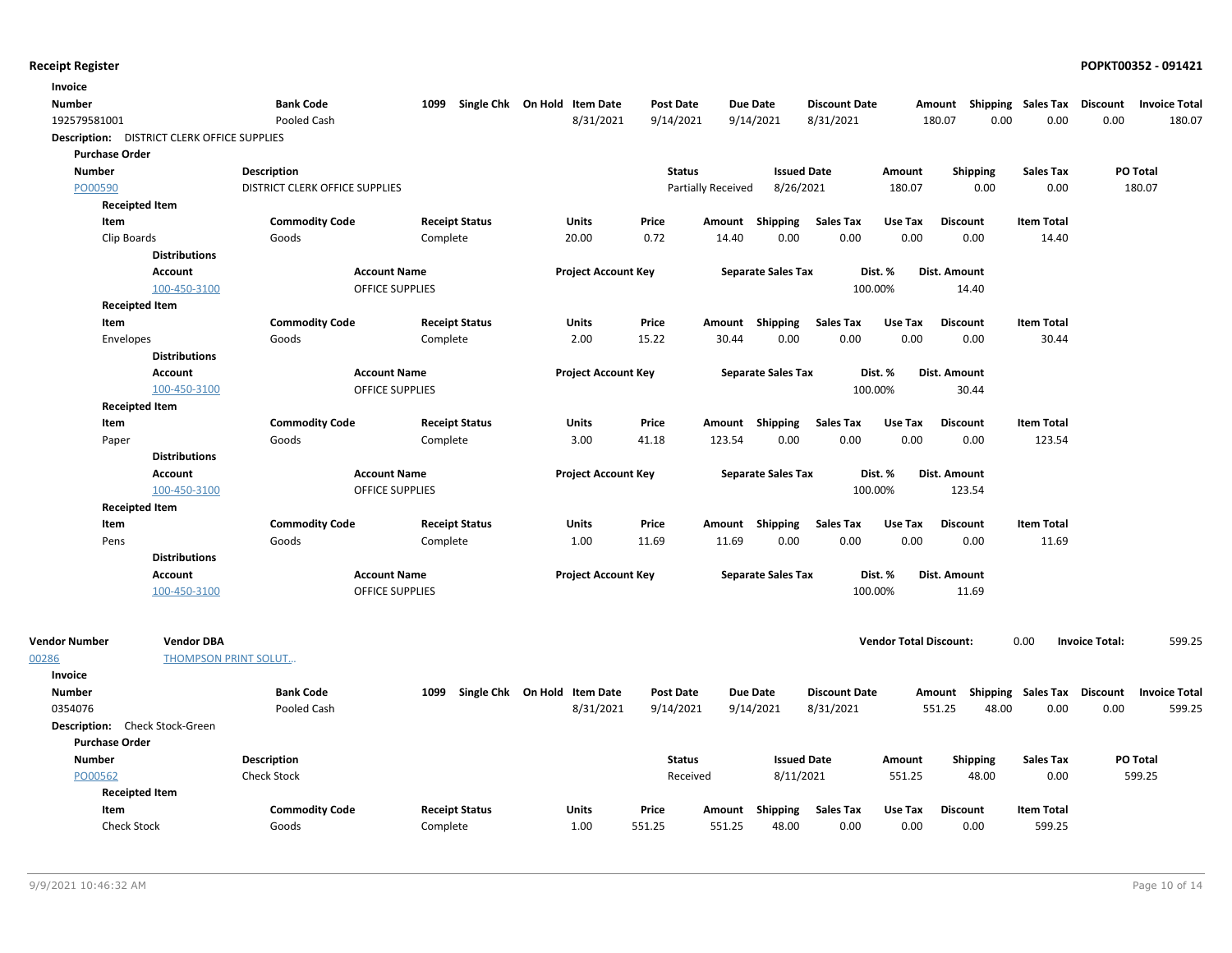**Invoice**

| Number | Bank Code | 1099 | Single Chk | On Hold | Item Date | Post Date | Due Date | Discount Date | Amount | Shipping | Sales Tax | Discount | Invoice Total |
|---|---|---|---|---|---|---|---|---|---|---|---|---|---|
| 192579581001 | Pooled Cash | | | | 8/31/2021 | 9/14/2021 | 9/14/2021 | 8/31/2021 | 180.07 | 0.00 | 0.00 | 0.00 | 180.07 |

**Description:** DISTRICT CLERK OFFICE SUPPLIES

**Purchase Order**

| Number | Description | Status | Issued Date | Amount | Shipping | Sales Tax | PO Total |
|---|---|---|---|---|---|---|---|
| PO00590 | DISTRICT CLERK OFFICE SUPPLIES | Partially Received | 8/26/2021 | 180.07 | 0.00 | 0.00 | 180.07 |

**Receipted Item**

| Item | Commodity Code | Receipt Status | Units | Price | Amount | Shipping | Sales Tax | Use Tax | Discount | Item Total |
|---|---|---|---|---|---|---|---|---|---|---|
| Clip Boards | Goods | Complete | 20.00 | 0.72 | 14.40 | 0.00 | 0.00 | 0.00 | 0.00 | 14.40 |

**Distributions**

| Account | Account Name | Project Account Key | Separate Sales Tax | Dist. % | Dist. Amount |
|---|---|---|---|---|---|
| 100-450-3100 | OFFICE SUPPLIES | | | 100.00% | 14.40 |

**Receipted Item**

| Item | Commodity Code | Receipt Status | Units | Price | Amount | Shipping | Sales Tax | Use Tax | Discount | Item Total |
|---|---|---|---|---|---|---|---|---|---|---|
| Envelopes | Goods | Complete | 2.00 | 15.22 | 30.44 | 0.00 | 0.00 | 0.00 | 0.00 | 30.44 |

**Distributions**

| Account | Account Name | Project Account Key | Separate Sales Tax | Dist. % | Dist. Amount |
|---|---|---|---|---|---|
| 100-450-3100 | OFFICE SUPPLIES | | | 100.00% | 30.44 |

**Receipted Item**

| Item | Commodity Code | Receipt Status | Units | Price | Amount | Shipping | Sales Tax | Use Tax | Discount | Item Total |
|---|---|---|---|---|---|---|---|---|---|---|
| Paper | Goods | Complete | 3.00 | 41.18 | 123.54 | 0.00 | 0.00 | 0.00 | 0.00 | 123.54 |

**Distributions**

| Account | Account Name | Project Account Key | Separate Sales Tax | Dist. % | Dist. Amount |
|---|---|---|---|---|---|
| 100-450-3100 | OFFICE SUPPLIES | | | 100.00% | 123.54 |

**Receipted Item**

| Item | Commodity Code | Receipt Status | Units | Price | Amount | Shipping | Sales Tax | Use Tax | Discount | Item Total |
|---|---|---|---|---|---|---|---|---|---|---|
| Pens | Goods | Complete | 1.00 | 11.69 | 11.69 | 0.00 | 0.00 | 0.00 | 0.00 | 11.69 |

**Distributions**

| Account | Account Name | Project Account Key | Separate Sales Tax | Dist. % | Dist. Amount |
|---|---|---|---|---|---|
| 100-450-3100 | OFFICE SUPPLIES | | | 100.00% | 11.69 |

| Vendor Number | Vendor DBA | Vendor Total Discount: | 0.00 | Invoice Total: | 599.25 |
|---|---|---|---|---|---|
| 00286 | THOMPSON PRINT SOLUT... | | | | |

**Invoice**

| Number | Bank Code | 1099 | Single Chk | On Hold | Item Date | Post Date | Due Date | Discount Date | Amount | Shipping | Sales Tax | Discount | Invoice Total |
|---|---|---|---|---|---|---|---|---|---|---|---|---|---|
| 0354076 | Pooled Cash | | | | 8/31/2021 | 9/14/2021 | 9/14/2021 | 8/31/2021 | 551.25 | 48.00 | 0.00 | 0.00 | 599.25 |

**Description:** Check Stock-Green

**Purchase Order**

| Number | Description | Status | Issued Date | Amount | Shipping | Sales Tax | PO Total |
|---|---|---|---|---|---|---|---|
| PO00562 | Check Stock | Received | 8/11/2021 | 551.25 | 48.00 | 0.00 | 599.25 |

**Receipted Item**

| Item | Commodity Code | Receipt Status | Units | Price | Amount | Shipping | Sales Tax | Use Tax | Discount | Item Total |
|---|---|---|---|---|---|---|---|---|---|---|
| Check Stock | Goods | Complete | 1.00 | 551.25 | 551.25 | 48.00 | 0.00 | 0.00 | 0.00 | 599.25 |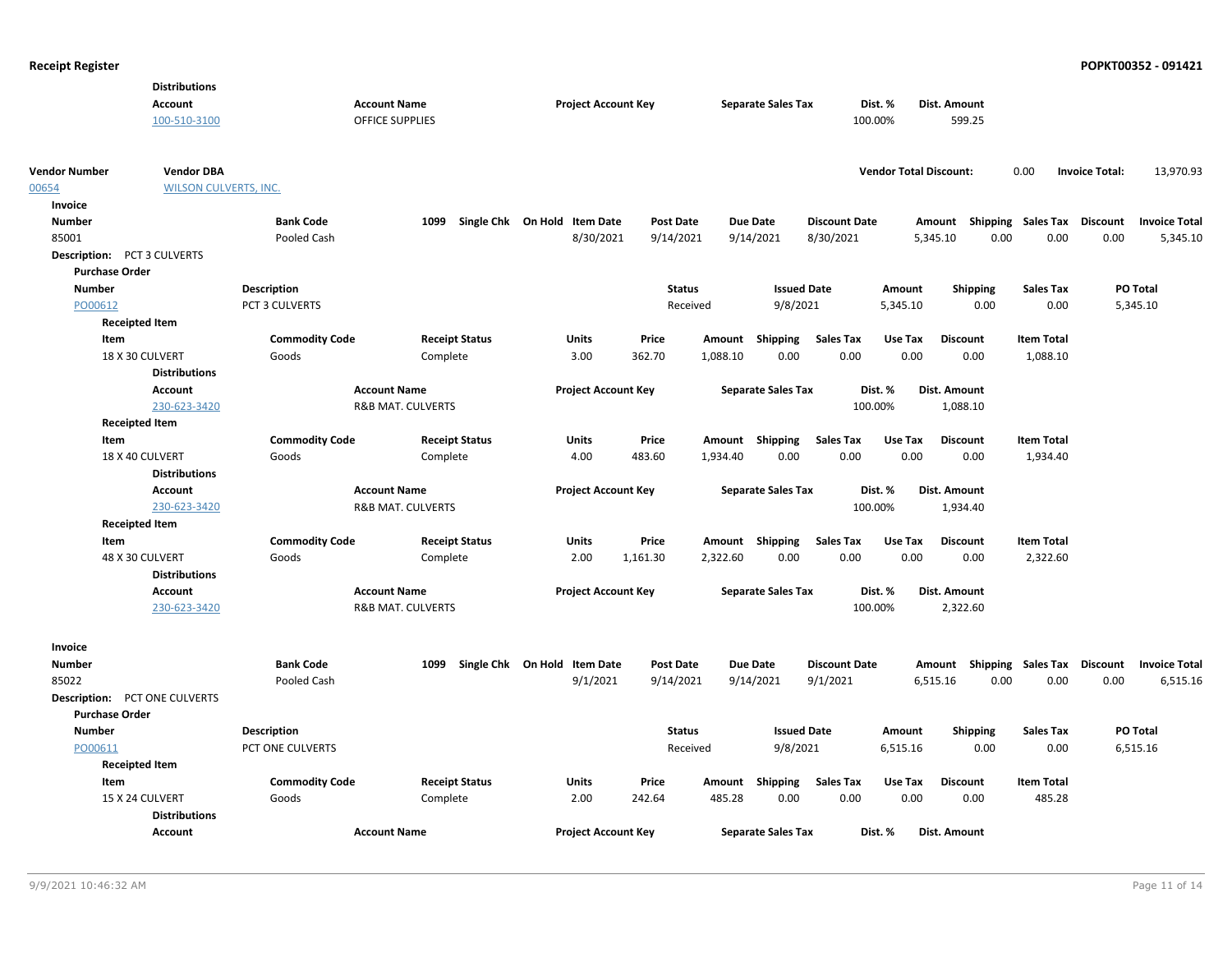**Distributions**

| Account | Account Name | Project Account Key | Separate Sales Tax | Dist. % | Dist. Amount |
|---|---|---|---|---|---|
| 100-510-3100 | OFFICE SUPPLIES | | | 100.00% | 599.25 |

| Vendor Number | Vendor DBA | Vendor Total Discount: | 0.00 | Invoice Total: | 13,970.93 |
|---|---|---|---|---|---|
| 00654 | WILSON CULVERTS, INC. | | | | |

**Invoice**

| Number | Bank Code | 1099 | Single Chk | On Hold | Item Date | Post Date | Due Date | Discount Date | Amount | Shipping | Sales Tax | Discount | Invoice Total |
|---|---|---|---|---|---|---|---|---|---|---|---|---|---|
| 85001 | Pooled Cash | | | | 8/30/2021 | 9/14/2021 | 9/14/2021 | 8/30/2021 | 5,345.10 | 0.00 | 0.00 | 0.00 | 5,345.10 |

**Description:** PCT 3 CULVERTS

**Purchase Order**

| Number | Description | Status | Issued Date | Amount | Shipping | Sales Tax | PO Total |
|---|---|---|---|---|---|---|---|
| PO00612 | PCT 3 CULVERTS | Received | 9/8/2021 | 5,345.10 | 0.00 | 0.00 | 5,345.10 |

**Receipted Item**

| Item | Commodity Code | Receipt Status | Units | Price | Amount | Shipping | Sales Tax | Use Tax | Discount | Item Total |
|---|---|---|---|---|---|---|---|---|---|---|
| 18 X 30 CULVERT | Goods | Complete | 3.00 | 362.70 | 1,088.10 | 0.00 | 0.00 | 0.00 | 0.00 | 1,088.10 |

**Distributions**

| Account | Account Name | Project Account Key | Separate Sales Tax | Dist. % | Dist. Amount |
|---|---|---|---|---|---|
| 230-623-3420 | R&B MAT. CULVERTS | | | 100.00% | 1,088.10 |

**Receipted Item**

| Item | Commodity Code | Receipt Status | Units | Price | Amount | Shipping | Sales Tax | Use Tax | Discount | Item Total |
|---|---|---|---|---|---|---|---|---|---|---|
| 18 X 40 CULVERT | Goods | Complete | 4.00 | 483.60 | 1,934.40 | 0.00 | 0.00 | 0.00 | 0.00 | 1,934.40 |

**Distributions**

| Account | Account Name | Project Account Key | Separate Sales Tax | Dist. % | Dist. Amount |
|---|---|---|---|---|---|
| 230-623-3420 | R&B MAT. CULVERTS | | | 100.00% | 1,934.40 |

**Receipted Item**

| Item | Commodity Code | Receipt Status | Units | Price | Amount | Shipping | Sales Tax | Use Tax | Discount | Item Total |
|---|---|---|---|---|---|---|---|---|---|---|
| 48 X 30 CULVERT | Goods | Complete | 2.00 | 1,161.30 | 2,322.60 | 0.00 | 0.00 | 0.00 | 0.00 | 2,322.60 |

**Distributions**

| Account | Account Name | Project Account Key | Separate Sales Tax | Dist. % | Dist. Amount |
|---|---|---|---|---|---|
| 230-623-3420 | R&B MAT. CULVERTS | | | 100.00% | 2,322.60 |

**Invoice**

| Number | Bank Code | 1099 | Single Chk | On Hold | Item Date | Post Date | Due Date | Discount Date | Amount | Shipping | Sales Tax | Discount | Invoice Total |
|---|---|---|---|---|---|---|---|---|---|---|---|---|---|
| 85022 | Pooled Cash | | | | 9/1/2021 | 9/14/2021 | 9/14/2021 | 9/1/2021 | 6,515.16 | 0.00 | 0.00 | 0.00 | 6,515.16 |

**Description:** PCT ONE CULVERTS

**Purchase Order**

| Number | Description | Status | Issued Date | Amount | Shipping | Sales Tax | PO Total |
|---|---|---|---|---|---|---|---|
| PO00611 | PCT ONE CULVERTS | Received | 9/8/2021 | 6,515.16 | 0.00 | 0.00 | 6,515.16 |

**Receipted Item**

| Item | Commodity Code | Receipt Status | Units | Price | Amount | Shipping | Sales Tax | Use Tax | Discount | Item Total |
|---|---|---|---|---|---|---|---|---|---|---|
| 15 X 24 CULVERT | Goods | Complete | 2.00 | 242.64 | 485.28 | 0.00 | 0.00 | 0.00 | 0.00 | 485.28 |

**Distributions**

| Account | Account Name | Project Account Key | Separate Sales Tax | Dist. % | Dist. Amount |
|---|---|---|---|---|---|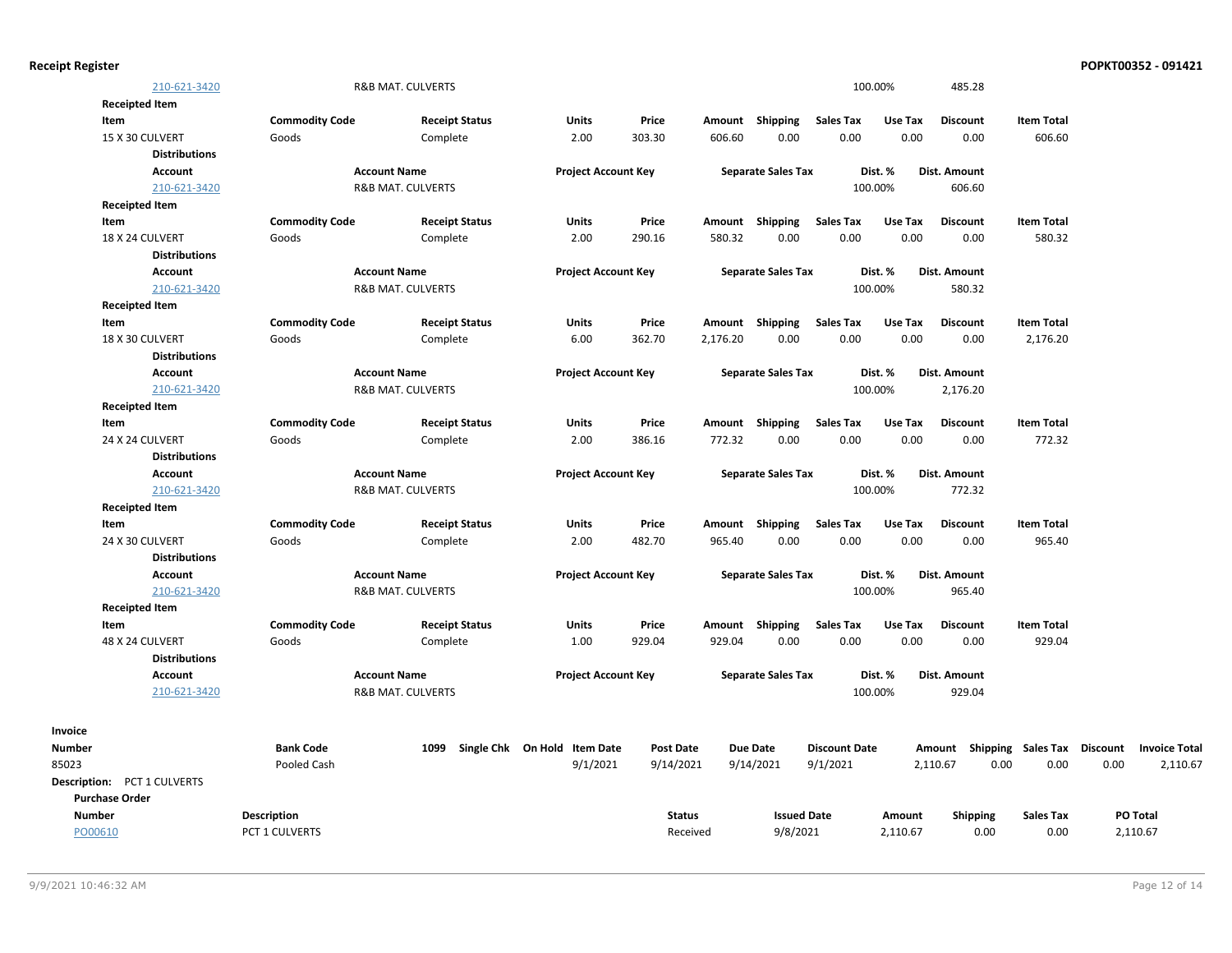| Account | Account Name | Project Account Key | Separate Sales Tax | Dist. % | Dist. Amount |
|---|---|---|---|---|---|
| 210-621-3420 | R&B MAT. CULVERTS | | | 100.00% | 485.28 |

**Receipted Item**

| Item | Commodity Code | Receipt Status | Units | Price | Amount | Shipping | Sales Tax | Use Tax | Discount | Item Total |
|---|---|---|---|---|---|---|---|---|---|---|
| 15 X 30 CULVERT | Goods | Complete | 2.00 | 303.30 | 606.60 | 0.00 | 0.00 | 0.00 | 0.00 | 606.60 |

**Distributions**

| Account | Account Name | Project Account Key | Separate Sales Tax | Dist. % | Dist. Amount |
|---|---|---|---|---|---|
| 210-621-3420 | R&B MAT. CULVERTS | | | 100.00% | 606.60 |

**Receipted Item**

| Item | Commodity Code | Receipt Status | Units | Price | Amount | Shipping | Sales Tax | Use Tax | Discount | Item Total |
|---|---|---|---|---|---|---|---|---|---|---|
| 18 X 24 CULVERT | Goods | Complete | 2.00 | 290.16 | 580.32 | 0.00 | 0.00 | 0.00 | 0.00 | 580.32 |

**Distributions**

| Account | Account Name | Project Account Key | Separate Sales Tax | Dist. % | Dist. Amount |
|---|---|---|---|---|---|
| 210-621-3420 | R&B MAT. CULVERTS | | | 100.00% | 580.32 |

**Receipted Item**

| Item | Commodity Code | Receipt Status | Units | Price | Amount | Shipping | Sales Tax | Use Tax | Discount | Item Total |
|---|---|---|---|---|---|---|---|---|---|---|
| 18 X 30 CULVERT | Goods | Complete | 6.00 | 362.70 | 2,176.20 | 0.00 | 0.00 | 0.00 | 0.00 | 2,176.20 |

**Distributions**

| Account | Account Name | Project Account Key | Separate Sales Tax | Dist. % | Dist. Amount |
|---|---|---|---|---|---|
| 210-621-3420 | R&B MAT. CULVERTS | | | 100.00% | 2,176.20 |

**Receipted Item**

| Item | Commodity Code | Receipt Status | Units | Price | Amount | Shipping | Sales Tax | Use Tax | Discount | Item Total |
|---|---|---|---|---|---|---|---|---|---|---|
| 24 X 24 CULVERT | Goods | Complete | 2.00 | 386.16 | 772.32 | 0.00 | 0.00 | 0.00 | 0.00 | 772.32 |

**Distributions**

| Account | Account Name | Project Account Key | Separate Sales Tax | Dist. % | Dist. Amount |
|---|---|---|---|---|---|
| 210-621-3420 | R&B MAT. CULVERTS | | | 100.00% | 772.32 |

**Receipted Item**

| Item | Commodity Code | Receipt Status | Units | Price | Amount | Shipping | Sales Tax | Use Tax | Discount | Item Total |
|---|---|---|---|---|---|---|---|---|---|---|
| 24 X 30 CULVERT | Goods | Complete | 2.00 | 482.70 | 965.40 | 0.00 | 0.00 | 0.00 | 0.00 | 965.40 |

**Distributions**

| Account | Account Name | Project Account Key | Separate Sales Tax | Dist. % | Dist. Amount |
|---|---|---|---|---|---|
| 210-621-3420 | R&B MAT. CULVERTS | | | 100.00% | 965.40 |

**Receipted Item**

| Item | Commodity Code | Receipt Status | Units | Price | Amount | Shipping | Sales Tax | Use Tax | Discount | Item Total |
|---|---|---|---|---|---|---|---|---|---|---|
| 48 X 24 CULVERT | Goods | Complete | 1.00 | 929.04 | 929.04 | 0.00 | 0.00 | 0.00 | 0.00 | 929.04 |

**Distributions**

| Account | Account Name | Project Account Key | Separate Sales Tax | Dist. % | Dist. Amount |
|---|---|---|---|---|---|
| 210-621-3420 | R&B MAT. CULVERTS | | | 100.00% | 929.04 |

**Invoice**

| Number | Bank Code | 1099 | Single Chk | On Hold | Item Date | Post Date | Due Date | Discount Date | Amount | Shipping | Sales Tax | Discount | Invoice Total |
|---|---|---|---|---|---|---|---|---|---|---|---|---|---|
| 85023 | Pooled Cash | | | | 9/1/2021 | 9/14/2021 | 9/14/2021 | 9/1/2021 | 2,110.67 | 0.00 | 0.00 | 0.00 | 2,110.67 |

**Description:** PCT 1 CULVERTS

**Purchase Order**

| Number | Description | Status | Issued Date | Amount | Shipping | Sales Tax | PO Total |
|---|---|---|---|---|---|---|---|
| PO00610 | PCT 1 CULVERTS | Received | 9/8/2021 | 2,110.67 | 0.00 | 0.00 | 2,110.67 |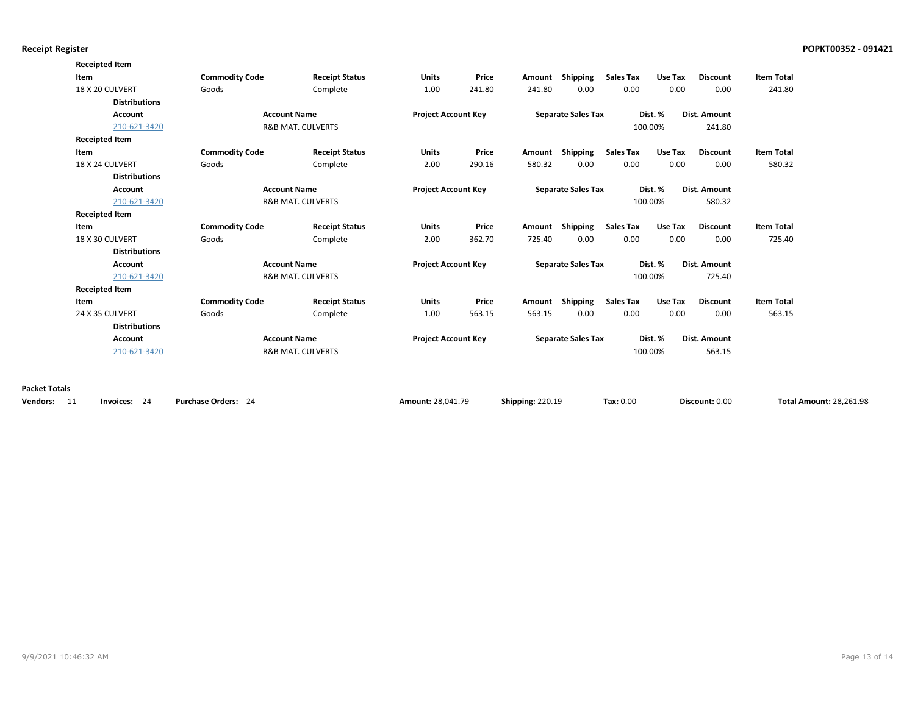**Receipted Item**

| Item | Commodity Code | Receipt Status | Units | Price | Amount | Shipping | Sales Tax | Use Tax | Discount | Item Total |
|---|---|---|---|---|---|---|---|---|---|---|
| 18 X 20 CULVERT | Goods | Complete | 1.00 | 241.80 | 241.80 | 0.00 | 0.00 | 0.00 | 0.00 | 241.80 |

**Distributions**

| Account | Account Name | Project Account Key | Separate Sales Tax | Dist. % | Dist. Amount |
|---|---|---|---|---|---|
| 210-621-3420 | R&B MAT. CULVERTS | | | 100.00% | 241.80 |

**Receipted Item**

| Item | Commodity Code | Receipt Status | Units | Price | Amount | Shipping | Sales Tax | Use Tax | Discount | Item Total |
|---|---|---|---|---|---|---|---|---|---|---|
| 18 X 24 CULVERT | Goods | Complete | 2.00 | 290.16 | 580.32 | 0.00 | 0.00 | 0.00 | 0.00 | 580.32 |

**Distributions**

| Account | Account Name | Project Account Key | Separate Sales Tax | Dist. % | Dist. Amount |
|---|---|---|---|---|---|
| 210-621-3420 | R&B MAT. CULVERTS | | | 100.00% | 580.32 |

**Receipted Item**

| Item | Commodity Code | Receipt Status | Units | Price | Amount | Shipping | Sales Tax | Use Tax | Discount | Item Total |
|---|---|---|---|---|---|---|---|---|---|---|
| 18 X 30 CULVERT | Goods | Complete | 2.00 | 362.70 | 725.40 | 0.00 | 0.00 | 0.00 | 0.00 | 725.40 |

**Distributions**

| Account | Account Name | Project Account Key | Separate Sales Tax | Dist. % | Dist. Amount |
|---|---|---|---|---|---|
| 210-621-3420 | R&B MAT. CULVERTS | | | 100.00% | 725.40 |

**Receipted Item**

| Item | Commodity Code | Receipt Status | Units | Price | Amount | Shipping | Sales Tax | Use Tax | Discount | Item Total |
|---|---|---|---|---|---|---|---|---|---|---|
| 24 X 35 CULVERT | Goods | Complete | 1.00 | 563.15 | 563.15 | 0.00 | 0.00 | 0.00 | 0.00 | 563.15 |

**Distributions**

| Account | Account Name | Project Account Key | Separate Sales Tax | Dist. % | Dist. Amount |
|---|---|---|---|---|---|
| 210-621-3420 | R&B MAT. CULVERTS | | | 100.00% | 563.15 |

**Packet Totals**

**Vendors:** 11 **Invoices:** 24 **Purchase Orders:** 24 **Amount:** 28,041.79 **Shipping:** 220.19 **Tax:** 0.00 **Discount:** 0.00 **Total Amount:** 28,261.98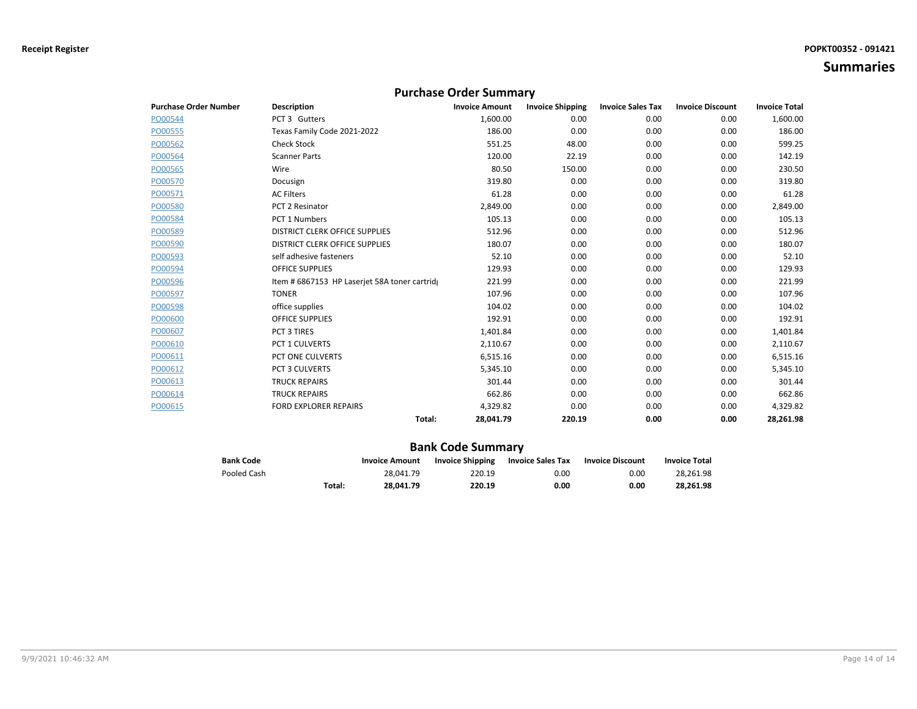**Receipt Register** — **POPKT00352 - 091421**

# Summaries

## Purchase Order Summary

| Purchase Order Number | Description | Invoice Amount | Invoice Shipping | Invoice Sales Tax | Invoice Discount | Invoice Total |
|---|---|---|---|---|---|---|
| PO00544 | PCT 3 Gutters | 1,600.00 | 0.00 | 0.00 | 0.00 | 1,600.00 |
| PO00555 | Texas Family Code 2021-2022 | 186.00 | 0.00 | 0.00 | 0.00 | 186.00 |
| PO00562 | Check Stock | 551.25 | 48.00 | 0.00 | 0.00 | 599.25 |
| PO00564 | Scanner Parts | 120.00 | 22.19 | 0.00 | 0.00 | 142.19 |
| PO00565 | Wire | 80.50 | 150.00 | 0.00 | 0.00 | 230.50 |
| PO00570 | Docusign | 319.80 | 0.00 | 0.00 | 0.00 | 319.80 |
| PO00571 | AC Filters | 61.28 | 0.00 | 0.00 | 0.00 | 61.28 |
| PO00580 | PCT 2 Resinator | 2,849.00 | 0.00 | 0.00 | 0.00 | 2,849.00 |
| PO00584 | PCT 1 Numbers | 105.13 | 0.00 | 0.00 | 0.00 | 105.13 |
| PO00589 | DISTRICT CLERK OFFICE SUPPLIES | 512.96 | 0.00 | 0.00 | 0.00 | 512.96 |
| PO00590 | DISTRICT CLERK OFFICE SUPPLIES | 180.07 | 0.00 | 0.00 | 0.00 | 180.07 |
| PO00593 | self adhesive fasteners | 52.10 | 0.00 | 0.00 | 0.00 | 52.10 |
| PO00594 | OFFICE SUPPLIES | 129.93 | 0.00 | 0.00 | 0.00 | 129.93 |
| PO00596 | Item # 6867153 HP Laserjet 58A toner cartrid | 221.99 | 0.00 | 0.00 | 0.00 | 221.99 |
| PO00597 | TONER | 107.96 | 0.00 | 0.00 | 0.00 | 107.96 |
| PO00598 | office supplies | 104.02 | 0.00 | 0.00 | 0.00 | 104.02 |
| PO00600 | OFFICE SUPPLIES | 192.91 | 0.00 | 0.00 | 0.00 | 192.91 |
| PO00607 | PCT 3 TIRES | 1,401.84 | 0.00 | 0.00 | 0.00 | 1,401.84 |
| PO00610 | PCT 1 CULVERTS | 2,110.67 | 0.00 | 0.00 | 0.00 | 2,110.67 |
| PO00611 | PCT ONE CULVERTS | 6,515.16 | 0.00 | 0.00 | 0.00 | 6,515.16 |
| PO00612 | PCT 3 CULVERTS | 5,345.10 | 0.00 | 0.00 | 0.00 | 5,345.10 |
| PO00613 | TRUCK REPAIRS | 301.44 | 0.00 | 0.00 | 0.00 | 301.44 |
| PO00614 | TRUCK REPAIRS | 662.86 | 0.00 | 0.00 | 0.00 | 662.86 |
| PO00615 | FORD EXPLORER REPAIRS | 4,329.82 | 0.00 | 0.00 | 0.00 | 4,329.82 |
| | **Total:** | **28,041.79** | **220.19** | **0.00** | **0.00** | **28,261.98** |

## Bank Code Summary

| Bank Code | | Invoice Amount | Invoice Shipping | Invoice Sales Tax | Invoice Discount | Invoice Total |
|---|---|---|---|---|---|---|
| Pooled Cash | | 28,041.79 | 220.19 | 0.00 | 0.00 | 28,261.98 |
| | **Total:** | **28,041.79** | **220.19** | **0.00** | **0.00** | **28,261.98** |